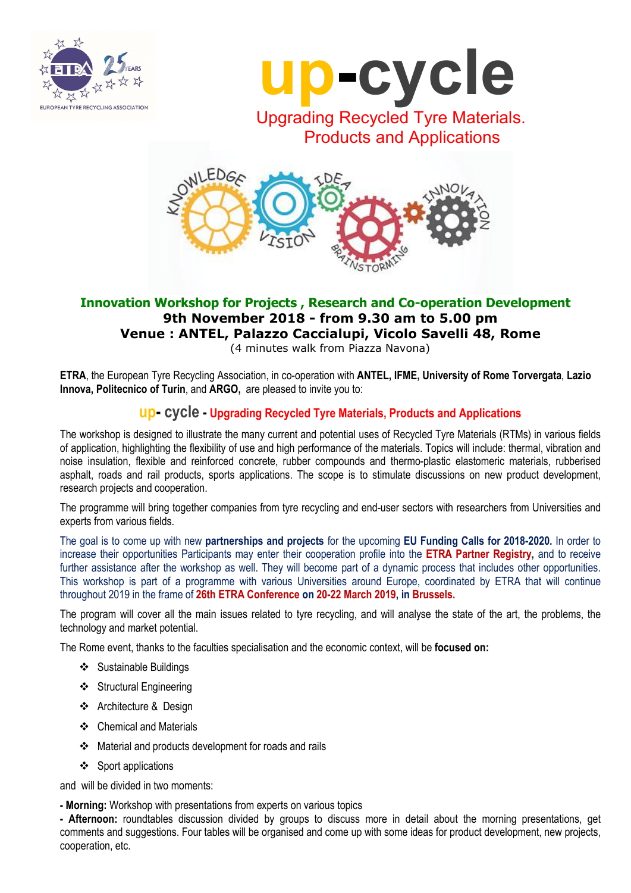# up-cycle

## Upgrading Recycled Tyre Materials. Products and Applications

**Innovation Workshop for Projects , Research and Co-operation Development**
**9th November 2018 - from 9.30 am to 5.00 pm**
**Venue : ANTEL, Palazzo Caccialupi, Vicolo Savelli 48, Rome**
(4 minutes walk from Piazza Navona)

**ETRA**, the European Tyre Recycling Association, in co-operation with **ANTEL, IFME, University of Rome Torvergata**, **Lazio Innova, Politecnico of Turin**, and **ARGO,** are pleased to invite you to:

### up- cycle - Upgrading Recycled Tyre Materials, Products and Applications

The workshop is designed to illustrate the many current and potential uses of Recycled Tyre Materials (RTMs) in various fields of application, highlighting the flexibility of use and high performance of the materials. Topics will include: thermal, vibration and noise insulation, flexible and reinforced concrete, rubber compounds and thermo-plastic elastomeric materials, rubberised asphalt, roads and rail products, sports applications. The scope is to stimulate discussions on new product development, research projects and cooperation.

The programme will bring together companies from tyre recycling and end-user sectors with researchers from Universities and experts from various fields.

The goal is to come up with new **partnerships and projects** for the upcoming **EU Funding Calls for 2018-2020.** In order to increase their opportunities Participants may enter their cooperation profile into the **ETRA Partner Registry,** and to receive further assistance after the workshop as well. They will become part of a dynamic process that includes other opportunities. This workshop is part of a programme with various Universities around Europe, coordinated by ETRA that will continue throughout 2019 in the frame of **26th ETRA Conference on 20-22 March 2019, in Brussels.**

The program will cover all the main issues related to tyre recycling, and will analyse the state of the art, the problems, the technology and market potential.

The Rome event, thanks to the faculties specialisation and the economic context, will be **focused on:**

- Sustainable Buildings
- Structural Engineering
- Architecture & Design
- Chemical and Materials
- Material and products development for roads and rails
- Sport applications

and will be divided in two moments:

- **Morning:** Workshop with presentations from experts on various topics
- **Afternoon:** roundtables discussion divided by groups to discuss more in detail about the morning presentations, get comments and suggestions. Four tables will be organised and come up with some ideas for product development, new projects, cooperation, etc.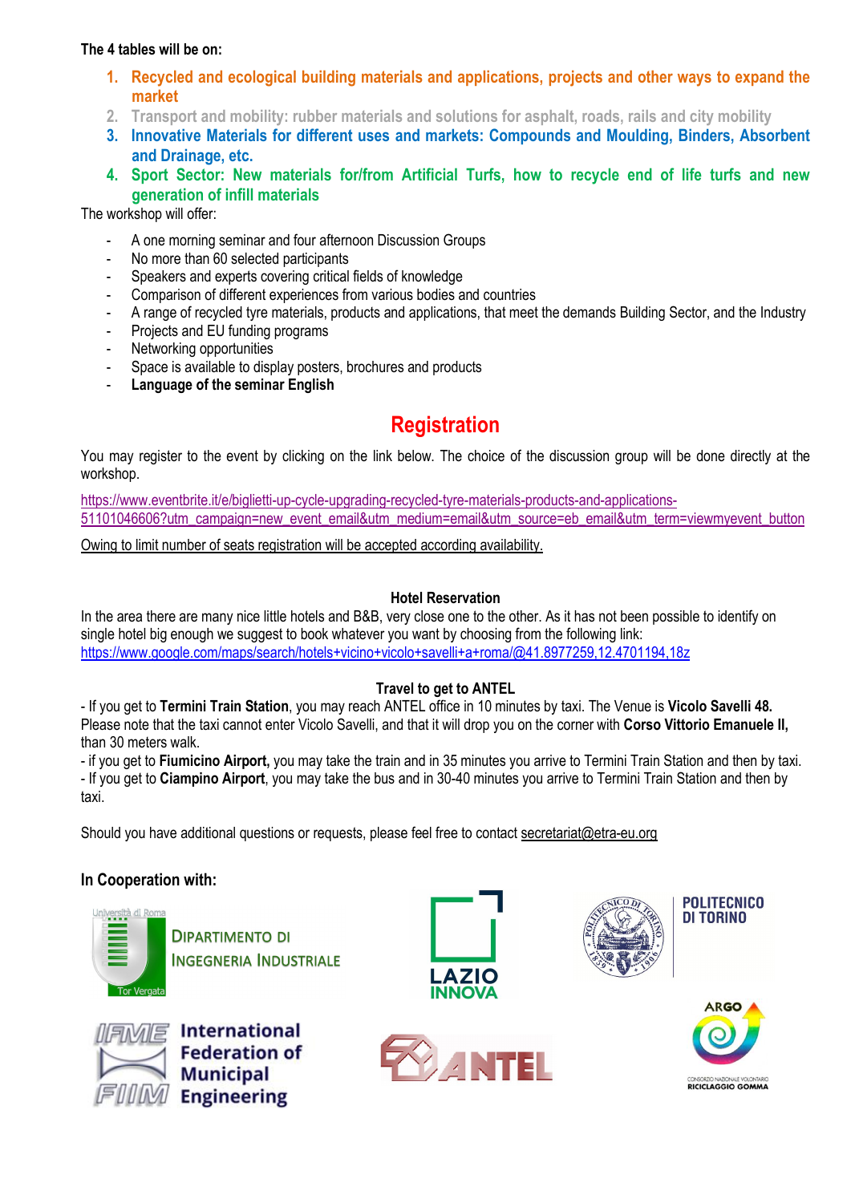**The 4 tables will be on:**

1. **Recycled and ecological building materials and applications, projects and other ways to expand the market**
2. **Transport and mobility: rubber materials and solutions for asphalt, roads, rails and city mobility**
3. **Innovative Materials for different uses and markets: Compounds and Moulding, Binders, Absorbent and Drainage, etc.**
4. **Sport Sector: New materials for/from Artificial Turfs, how to recycle end of life turfs and new generation of infill materials**

The workshop will offer:

- A one morning seminar and four afternoon Discussion Groups
- No more than 60 selected participants
- Speakers and experts covering critical fields of knowledge
- Comparison of different experiences from various bodies and countries
- A range of recycled tyre materials, products and applications, that meet the demands Building Sector, and the Industry
- Projects and EU funding programs
- Networking opportunities
- Space is available to display posters, brochures and products
- **Language of the seminar English**

## Registration

You may register to the event by clicking on the link below. The choice of the discussion group will be done directly at the workshop.

https://www.eventbrite.it/e/biglietti-up-cycle-upgrading-recycled-tyre-materials-products-and-applications-51101046606?utm_campaign=new_event_email&utm_medium=email&utm_source=eb_email&utm_term=viewmyevent_button

Owing to limit number of seats registration will be accepted according availability.

**Hotel Reservation**

In the area there are many nice little hotels and B&B, very close one to the other. As it has not been possible to identify on single hotel big enough we suggest to book whatever you want by choosing from the following link:
https://www.google.com/maps/search/hotels+vicino+vicolo+savelli+a+roma/@41.8977259,12.4701194,18z

**Travel to get to ANTEL**

- If you get to **Termini Train Station**, you may reach ANTEL office in 10 minutes by taxi. The Venue is **Vicolo Savelli 48.** Please note that the taxi cannot enter Vicolo Savelli, and that it will drop you on the corner with **Corso Vittorio Emanuele II,** than 30 meters walk.
- if you get to **Fiumicino Airport,** you may take the train and in 35 minutes you arrive to Termini Train Station and then by taxi.
- If you get to **Ciampino Airport**, you may take the bus and in 30-40 minutes you arrive to Termini Train Station and then by taxi.

Should you have additional questions or requests, please feel free to contact secretariat@etra-eu.org

**In Cooperation with:**

Università di Roma Tor Vergata – Dipartimento di Ingegneria Industriale

Lazio Innova

Politecnico di Torino

International Federation of Municipal Engineering (IFME)

ANTEL

ARGO – Consorzio Nazionale Volontario Riciclaggio Gomma